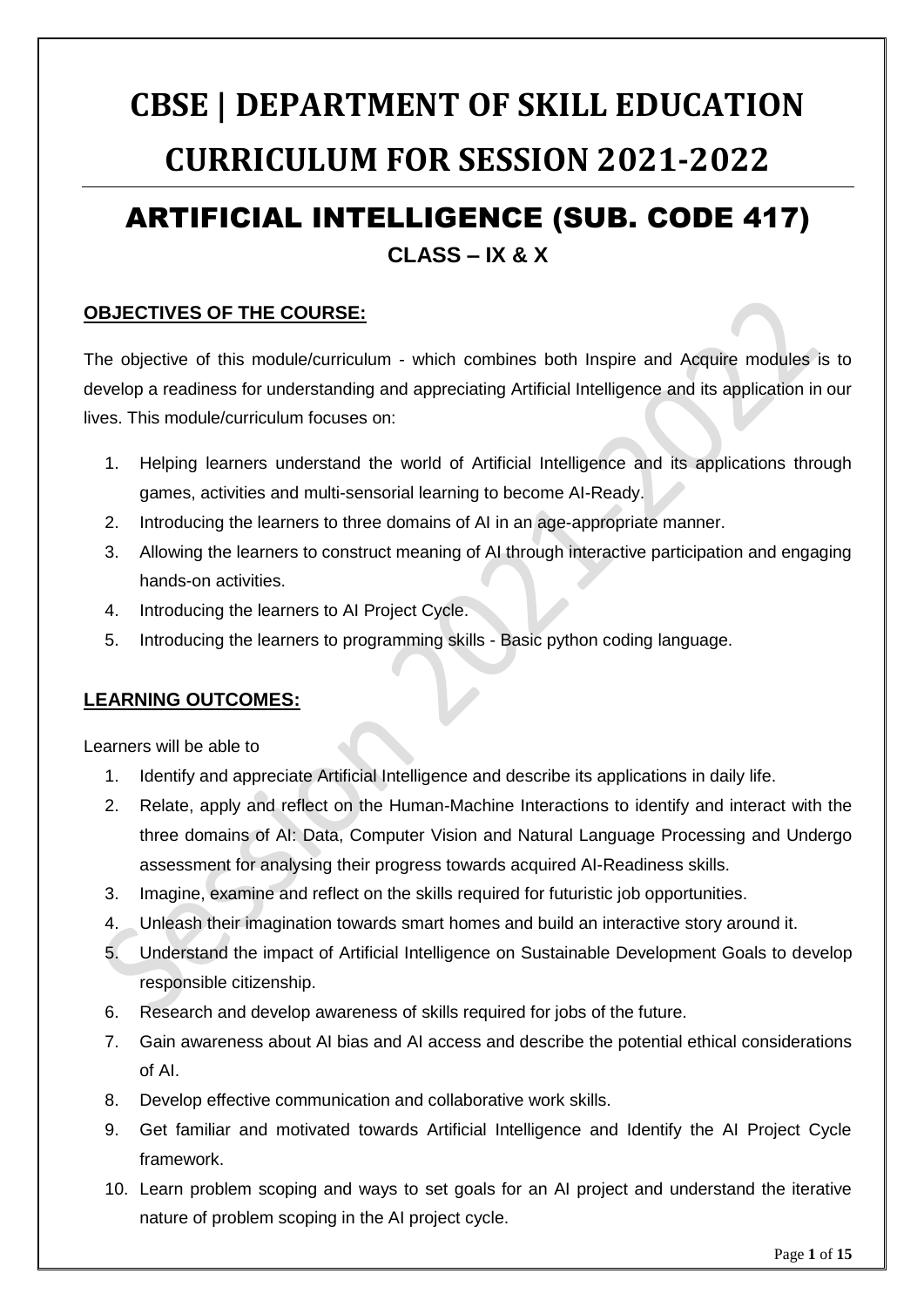# CBSE | DEPARTMENT OF SKILL EDUCATION CURRICULUM FOR SESSION 2021-2022

## ARTIFICIAL INTELLIGENCE (SUB. CODE 417)

### CLASS – IX & X

**OBJECTIVES OF THE COURSE:**

The objective of this module/curriculum - which combines both Inspire and Acquire modules is to develop a readiness for understanding and appreciating Artificial Intelligence and its application in our lives. This module/curriculum focuses on:

1. Helping learners understand the world of Artificial Intelligence and its applications through games, activities and multi-sensorial learning to become AI-Ready.
2. Introducing the learners to three domains of AI in an age-appropriate manner.
3. Allowing the learners to construct meaning of AI through interactive participation and engaging hands-on activities.
4. Introducing the learners to AI Project Cycle.
5. Introducing the learners to programming skills - Basic python coding language.

**LEARNING OUTCOMES:**

Learners will be able to

1. Identify and appreciate Artificial Intelligence and describe its applications in daily life.
2. Relate, apply and reflect on the Human-Machine Interactions to identify and interact with the three domains of AI: Data, Computer Vision and Natural Language Processing and Undergo assessment for analysing their progress towards acquired AI-Readiness skills.
3. Imagine, examine and reflect on the skills required for futuristic job opportunities.
4. Unleash their imagination towards smart homes and build an interactive story around it.
5. Understand the impact of Artificial Intelligence on Sustainable Development Goals to develop responsible citizenship.
6. Research and develop awareness of skills required for jobs of the future.
7. Gain awareness about AI bias and AI access and describe the potential ethical considerations of AI.
8. Develop effective communication and collaborative work skills.
9. Get familiar and motivated towards Artificial Intelligence and Identify the AI Project Cycle framework.
10. Learn problem scoping and ways to set goals for an AI project and understand the iterative nature of problem scoping in the AI project cycle.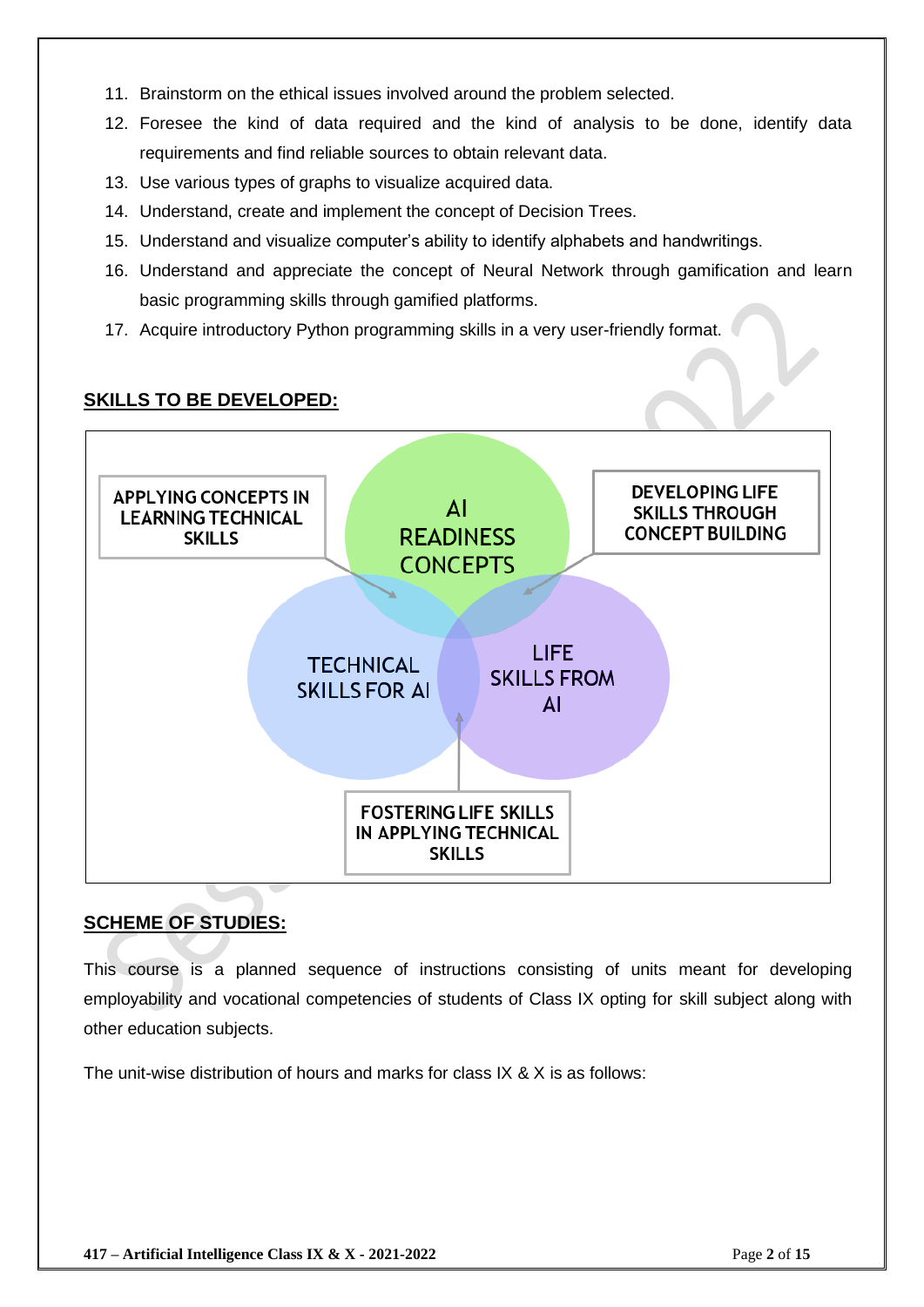11. Brainstorm on the ethical issues involved around the problem selected.
12. Foresee the kind of data required and the kind of analysis to be done, identify data requirements and find reliable sources to obtain relevant data.
13. Use various types of graphs to visualize acquired data.
14. Understand, create and implement the concept of Decision Trees.
15. Understand and visualize computer's ability to identify alphabets and handwritings.
16. Understand and appreciate the concept of Neural Network through gamification and learn basic programming skills through gamified platforms.
17. Acquire introductory Python programming skills in a very user-friendly format.

## SKILLS TO BE DEVELOPED:

APPLYING CONCEPTS IN LEARNING TECHNICAL SKILLS

AI READINESS CONCEPTS

DEVELOPING LIFE SKILLS THROUGH CONCEPT BUILDING

TECHNICAL SKILLS FOR AI

LIFE SKILLS FROM AI

FOSTERING LIFE SKILLS IN APPLYING TECHNICAL SKILLS

## SCHEME OF STUDIES:

This course is a planned sequence of instructions consisting of units meant for developing employability and vocational competencies of students of Class IX opting for skill subject along with other education subjects.

The unit-wise distribution of hours and marks for class IX & X is as follows: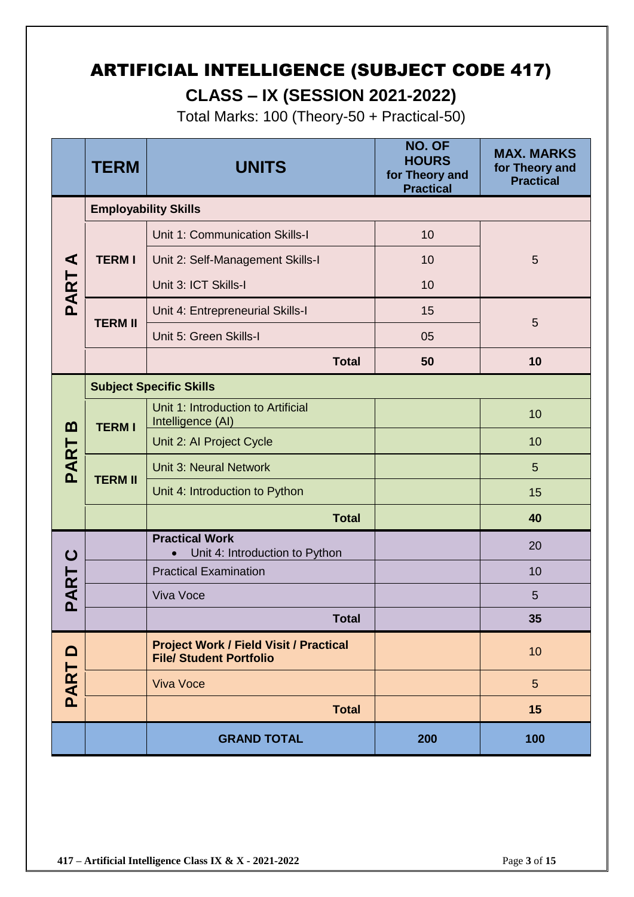# ARTIFICIAL INTELLIGENCE (SUBJECT CODE 417)

## CLASS – IX (SESSION 2021-2022)

Total Marks: 100 (Theory-50 + Practical-50)

| | TERM | UNITS | NO. OF HOURS for Theory and Practical | MAX. MARKS for Theory and Practical |
|---|---|---|---|---|
| PART A | **Employability Skills** | | | |
| | TERM I | Unit 1: Communication Skills-I | 10 | 5 |
| | | Unit 2: Self-Management Skills-I | 10 | |
| | | Unit 3: ICT Skills-I | 10 | |
| | TERM II | Unit 4: Entrepreneurial Skills-I | 15 | 5 |
| | | Unit 5: Green Skills-I | 05 | |
| | | **Total** | **50** | **10** |
| PART B | **Subject Specific Skills** | | | |
| | TERM I | Unit 1: Introduction to Artificial Intelligence (AI) | | 10 |
| | | Unit 2: AI Project Cycle | | 10 |
| | TERM II | Unit 3: Neural Network | | 5 |
| | | Unit 4: Introduction to Python | | 15 |
| | | **Total** | | **40** |
| PART C | | **Practical Work**<br>• Unit 4: Introduction to Python | | 20 |
| | | Practical Examination | | 10 |
| | | Viva Voce | | 5 |
| | | **Total** | | **35** |
| PART D | | **Project Work / Field Visit / Practical File/ Student Portfolio** | | 10 |
| | | Viva Voce | | 5 |
| | | **Total** | | **15** |
| | | **GRAND TOTAL** | **200** | **100** |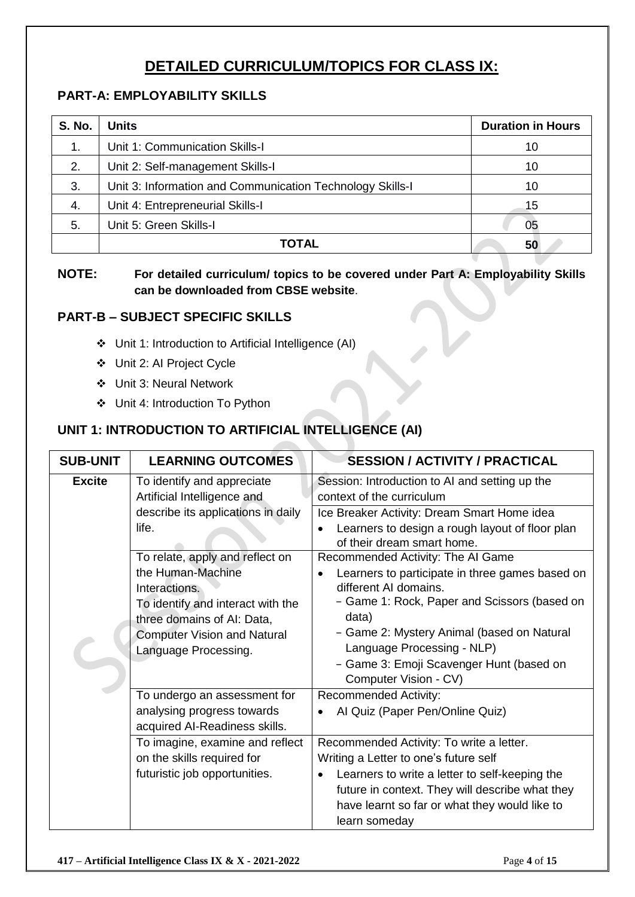# DETAILED CURRICULUM/TOPICS FOR CLASS IX:

## PART-A: EMPLOYABILITY SKILLS

| S. No. | Units | Duration in Hours |
|---|---|---|
| 1. | Unit 1: Communication Skills-I | 10 |
| 2. | Unit 2: Self-management Skills-I | 10 |
| 3. | Unit 3: Information and Communication Technology Skills-I | 10 |
| 4. | Unit 4: Entrepreneurial Skills-I | 15 |
| 5. | Unit 5: Green Skills-I | 05 |
| | **TOTAL** | **50** |

**NOTE: For detailed curriculum/ topics to be covered under Part A: Employability Skills can be downloaded from CBSE website**.

## PART-B – SUBJECT SPECIFIC SKILLS

- Unit 1: Introduction to Artificial Intelligence (AI)
- Unit 2: AI Project Cycle
- Unit 3: Neural Network
- Unit 4: Introduction To Python

## UNIT 1: INTRODUCTION TO ARTIFICIAL INTELLIGENCE (AI)

| SUB-UNIT | LEARNING OUTCOMES | SESSION / ACTIVITY / PRACTICAL |
|---|---|---|
| **Excite** | To identify and appreciate Artificial Intelligence and describe its applications in daily life. | Session: Introduction to AI and setting up the context of the curriculum<br>Ice Breaker Activity: Dream Smart Home idea<br>• Learners to design a rough layout of floor plan of their dream smart home. |
| | To relate, apply and reflect on the Human-Machine Interactions.<br>To identify and interact with the three domains of AI: Data, Computer Vision and Natural Language Processing. | Recommended Activity: The AI Game<br>• Learners to participate in three games based on different AI domains.<br>- Game 1: Rock, Paper and Scissors (based on data)<br>- Game 2: Mystery Animal (based on Natural Language Processing - NLP)<br>- Game 3: Emoji Scavenger Hunt (based on Computer Vision - CV) |
| | To undergo an assessment for analysing progress towards acquired AI-Readiness skills. | Recommended Activity:<br>• AI Quiz (Paper Pen/Online Quiz) |
| | To imagine, examine and reflect on the skills required for futuristic job opportunities. | Recommended Activity: To write a letter.<br>Writing a Letter to one's future self<br>• Learners to write a letter to self-keeping the future in context. They will describe what they have learnt so far or what they would like to learn someday |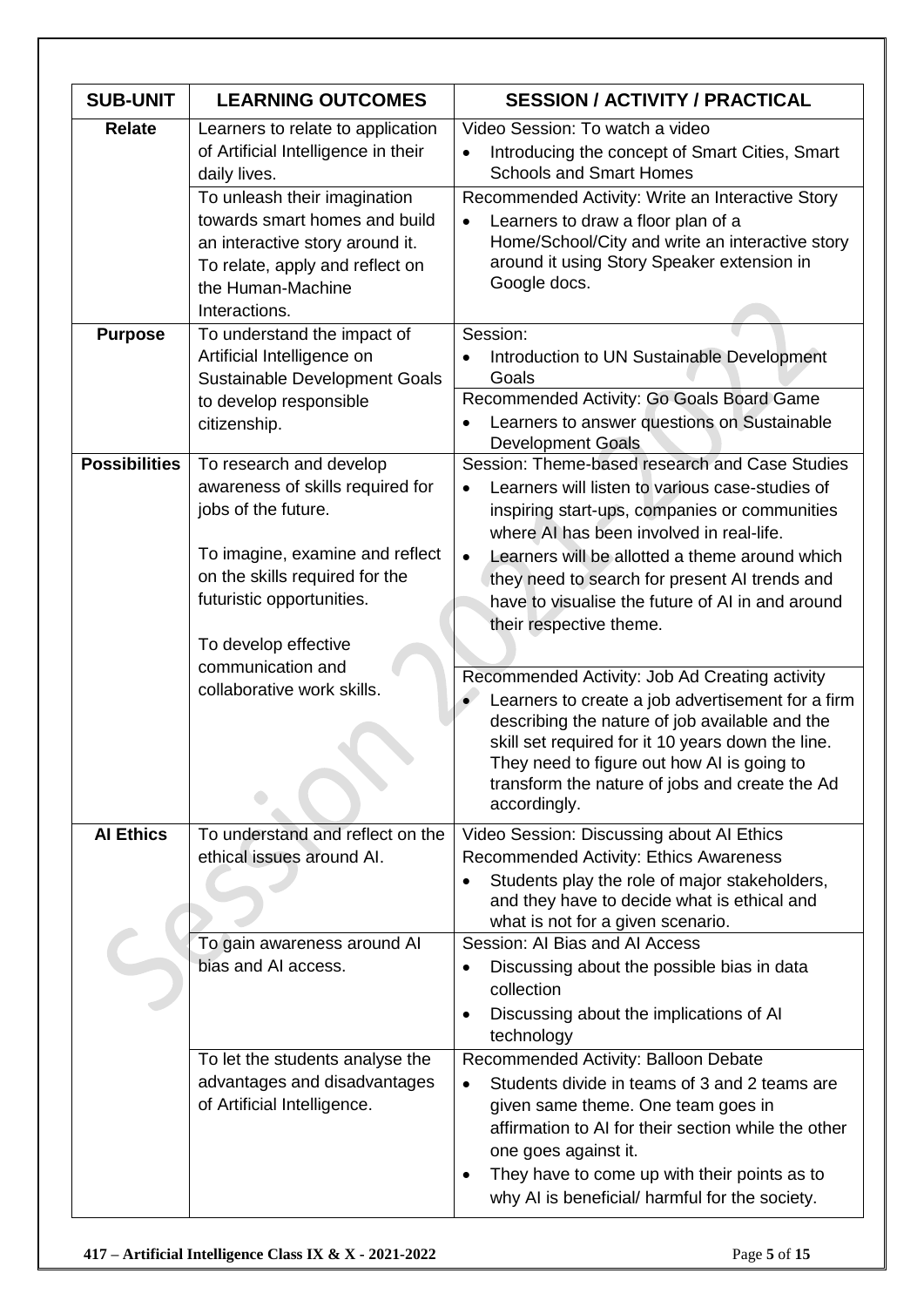| SUB-UNIT | LEARNING OUTCOMES | SESSION / ACTIVITY / PRACTICAL |
|---|---|---|
| **Relate** | Learners to relate to application of Artificial Intelligence in their daily lives. | Video Session: To watch a video<br>• Introducing the concept of Smart Cities, Smart Schools and Smart Homes |
| | To unleash their imagination towards smart homes and build an interactive story around it. To relate, apply and reflect on the Human-Machine Interactions. | Recommended Activity: Write an Interactive Story<br>• Learners to draw a floor plan of a Home/School/City and write an interactive story around it using Story Speaker extension in Google docs. |
| **Purpose** | To understand the impact of Artificial Intelligence on Sustainable Development Goals to develop responsible citizenship. | Session:<br>• Introduction to UN Sustainable Development Goals |
| | | Recommended Activity: Go Goals Board Game<br>• Learners to answer questions on Sustainable Development Goals |
| **Possibilities** | To research and develop awareness of skills required for jobs of the future.<br><br>To imagine, examine and reflect on the skills required for the futuristic opportunities.<br><br>To develop effective communication and collaborative work skills. | Session: Theme-based research and Case Studies<br>• Learners will listen to various case-studies of inspiring start-ups, companies or communities where AI has been involved in real-life.<br>• Learners will be allotted a theme around which they need to search for present AI trends and have to visualise the future of AI in and around their respective theme. |
| | | Recommended Activity: Job Ad Creating activity<br>• Learners to create a job advertisement for a firm describing the nature of job available and the skill set required for it 10 years down the line. They need to figure out how AI is going to transform the nature of jobs and create the Ad accordingly. |
| **AI Ethics** | To understand and reflect on the ethical issues around AI. | Video Session: Discussing about AI Ethics<br>Recommended Activity: Ethics Awareness<br>• Students play the role of major stakeholders, and they have to decide what is ethical and what is not for a given scenario. |
| | To gain awareness around AI bias and AI access. | Session: AI Bias and AI Access<br>• Discussing about the possible bias in data collection<br>• Discussing about the implications of AI technology |
| | To let the students analyse the advantages and disadvantages of Artificial Intelligence. | Recommended Activity: Balloon Debate<br>• Students divide in teams of 3 and 2 teams are given same theme. One team goes in affirmation to AI for their section while the other one goes against it.<br>• They have to come up with their points as to why AI is beneficial/ harmful for the society. |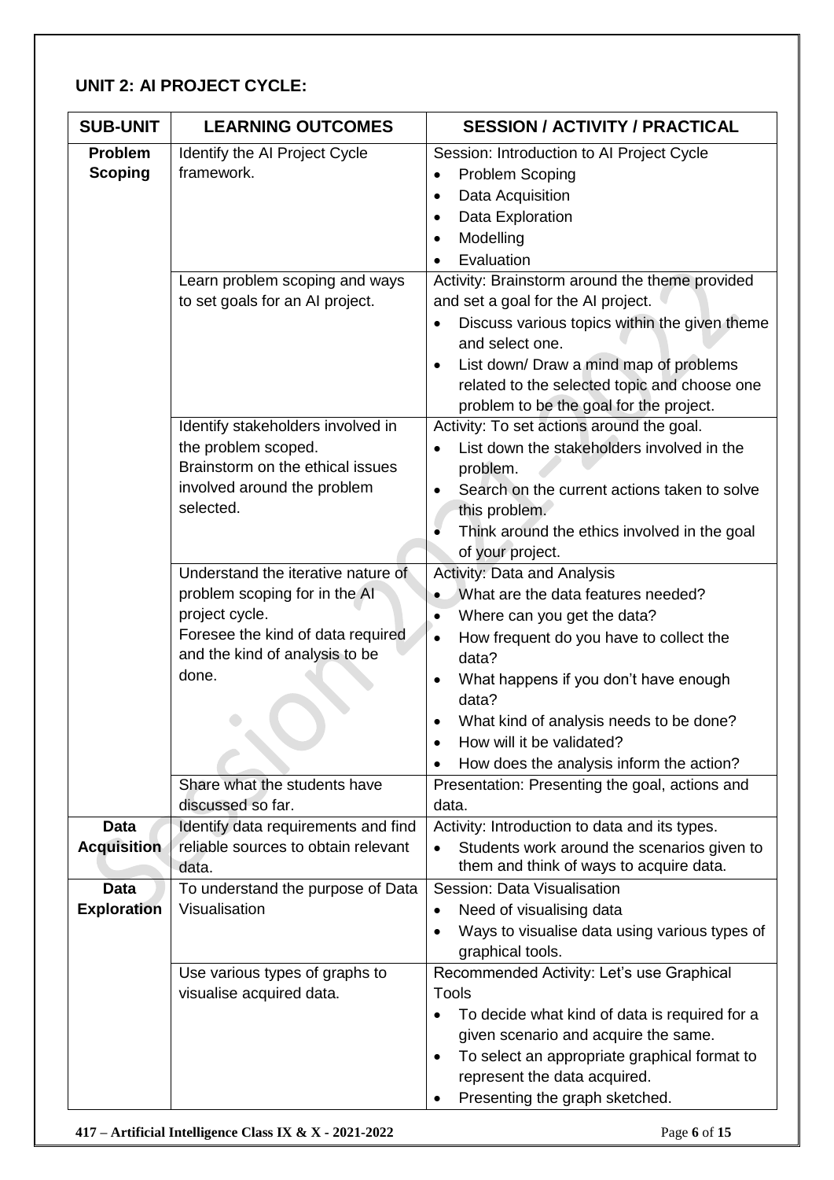## UNIT 2: AI PROJECT CYCLE:

| SUB-UNIT | LEARNING OUTCOMES | SESSION / ACTIVITY / PRACTICAL |
|---|---|---|
| **Problem Scoping** | Identify the AI Project Cycle framework. | Session: Introduction to AI Project Cycle<br>• Problem Scoping<br>• Data Acquisition<br>• Data Exploration<br>• Modelling<br>• Evaluation |
| | Learn problem scoping and ways to set goals for an AI project. | Activity: Brainstorm around the theme provided and set a goal for the AI project.<br>• Discuss various topics within the given theme and select one.<br>• List down/ Draw a mind map of problems related to the selected topic and choose one problem to be the goal for the project. |
| | Identify stakeholders involved in the problem scoped.<br>Brainstorm on the ethical issues involved around the problem selected. | Activity: To set actions around the goal.<br>• List down the stakeholders involved in the problem.<br>• Search on the current actions taken to solve this problem.<br>• Think around the ethics involved in the goal of your project. |
| | Understand the iterative nature of problem scoping for in the AI project cycle.<br>Foresee the kind of data required and the kind of analysis to be done. | Activity: Data and Analysis<br>• What are the data features needed?<br>• Where can you get the data?<br>• How frequent do you have to collect the data?<br>• What happens if you don't have enough data?<br>• What kind of analysis needs to be done?<br>• How will it be validated?<br>• How does the analysis inform the action? |
| | Share what the students have discussed so far. | Presentation: Presenting the goal, actions and data. |
| **Data Acquisition** | Identify data requirements and find reliable sources to obtain relevant data. | Activity: Introduction to data and its types.<br>• Students work around the scenarios given to them and think of ways to acquire data. |
| **Data Exploration** | To understand the purpose of Data Visualisation | Session: Data Visualisation<br>• Need of visualising data<br>• Ways to visualise data using various types of graphical tools. |
| | Use various types of graphs to visualise acquired data. | Recommended Activity: Let's use Graphical Tools<br>• To decide what kind of data is required for a given scenario and acquire the same.<br>• To select an appropriate graphical format to represent the data acquired.<br>• Presenting the graph sketched. |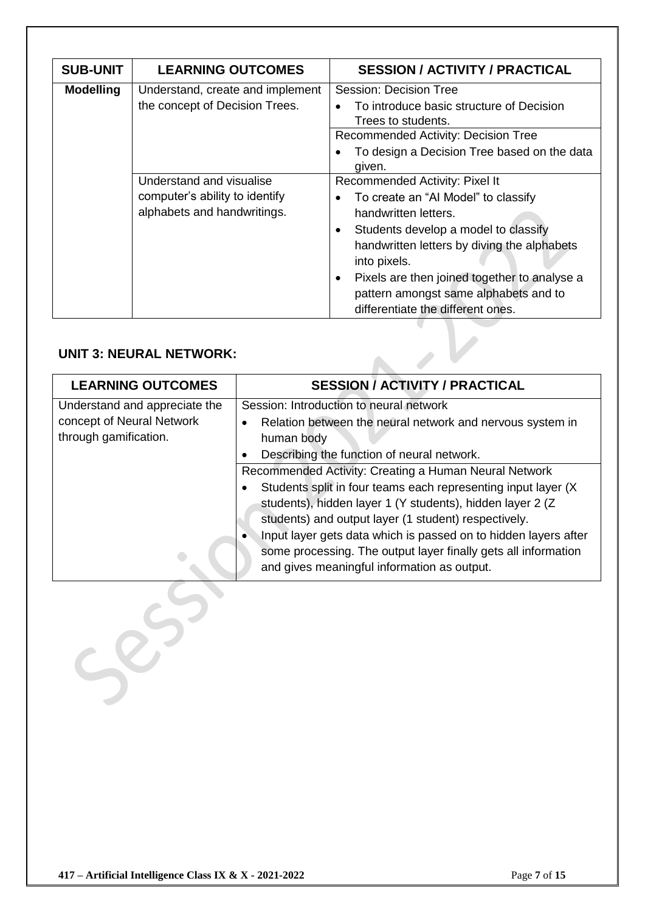| SUB-UNIT | LEARNING OUTCOMES | SESSION / ACTIVITY / PRACTICAL |
|---|---|---|
| **Modelling** | Understand, create and implement the concept of Decision Trees. | Session: Decision Tree<br>• To introduce basic structure of Decision Trees to students.<br>Recommended Activity: Decision Tree<br>• To design a Decision Tree based on the data given. |
| | Understand and visualise computer's ability to identify alphabets and handwritings. | Recommended Activity: Pixel It<br>• To create an "AI Model" to classify handwritten letters.<br>• Students develop a model to classify handwritten letters by diving the alphabets into pixels.<br>• Pixels are then joined together to analyse a pattern amongst same alphabets and to differentiate the different ones. |

### UNIT 3: NEURAL NETWORK:

| LEARNING OUTCOMES | SESSION / ACTIVITY / PRACTICAL |
|---|---|
| Understand and appreciate the concept of Neural Network through gamification. | Session: Introduction to neural network<br>• Relation between the neural network and nervous system in human body<br>• Describing the function of neural network.<br>Recommended Activity: Creating a Human Neural Network<br>• Students split in four teams each representing input layer (X students), hidden layer 1 (Y students), hidden layer 2 (Z students) and output layer (1 student) respectively.<br>• Input layer gets data which is passed on to hidden layers after some processing. The output layer finally gets all information and gives meaningful information as output. |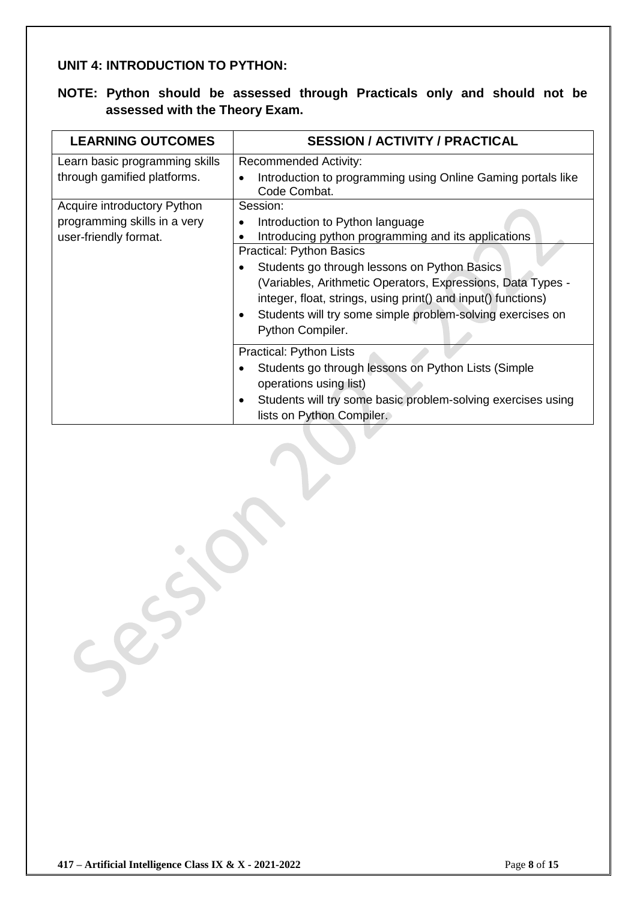## UNIT 4: INTRODUCTION TO PYTHON:

**NOTE: Python should be assessed through Practicals only and should not be assessed with the Theory Exam.**

| LEARNING OUTCOMES | SESSION / ACTIVITY / PRACTICAL |
|---|---|
| Learn basic programming skills through gamified platforms. | Recommended Activity:<br>• Introduction to programming using Online Gaming portals like Code Combat. |
| Acquire introductory Python programming skills in a very user-friendly format. | Session:<br>• Introduction to Python language<br>• Introducing python programming and its applications |
| | Practical: Python Basics<br>• Students go through lessons on Python Basics (Variables, Arithmetic Operators, Expressions, Data Types - integer, float, strings, using print() and input() functions)<br>• Students will try some simple problem-solving exercises on Python Compiler. |
| | Practical: Python Lists<br>• Students go through lessons on Python Lists (Simple operations using list)<br>• Students will try some basic problem-solving exercises using lists on Python Compiler. |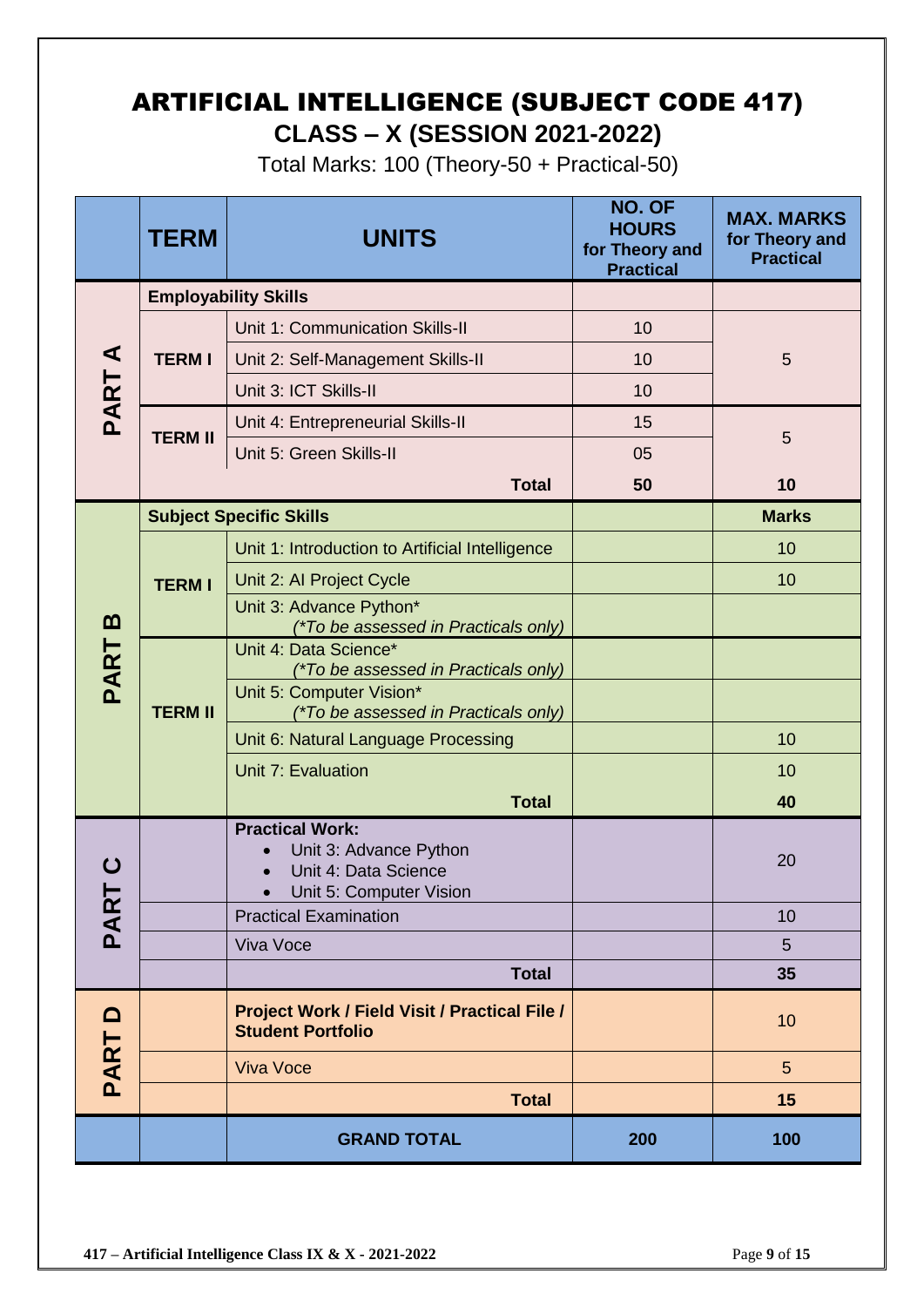# ARTIFICIAL INTELLIGENCE (SUBJECT CODE 417)

## CLASS – X (SESSION 2021-2022)

Total Marks: 100 (Theory-50 + Practical-50)

| | TERM | UNITS | NO. OF HOURS for Theory and Practical | MAX. MARKS for Theory and Practical |
|---|---|---|---|---|
| PART A | **Employability Skills** | | | |
| | TERM I | Unit 1: Communication Skills-II | 10 | 5 |
| | | Unit 2: Self-Management Skills-II | 10 | |
| | | Unit 3: ICT Skills-II | 10 | |
| | TERM II | Unit 4: Entrepreneurial Skills-II | 15 | 5 |
| | | Unit 5: Green Skills-II | 05 | |
| | | **Total** | **50** | **10** |
| PART B | **Subject Specific Skills** | | | **Marks** |
| | TERM I | Unit 1: Introduction to Artificial Intelligence | | 10 |
| | | Unit 2: AI Project Cycle | | 10 |
| | | Unit 3: Advance Python* *(\*To be assessed in Practicals only)* | | |
| | TERM II | Unit 4: Data Science* *(\*To be assessed in Practicals only)* | | |
| | | Unit 5: Computer Vision* *(\*To be assessed in Practicals only)* | | |
| | | Unit 6: Natural Language Processing | | 10 |
| | | Unit 7: Evaluation | | 10 |
| | | **Total** | | **40** |
| PART C | | **Practical Work:** <br>• Unit 3: Advance Python <br>• Unit 4: Data Science <br>• Unit 5: Computer Vision | | 20 |
| | | Practical Examination | | 10 |
| | | Viva Voce | | 5 |
| | | **Total** | | **35** |
| PART D | | **Project Work / Field Visit / Practical File / Student Portfolio** | | 10 |
| | | Viva Voce | | 5 |
| | | **Total** | | **15** |
| | | **GRAND TOTAL** | **200** | **100** |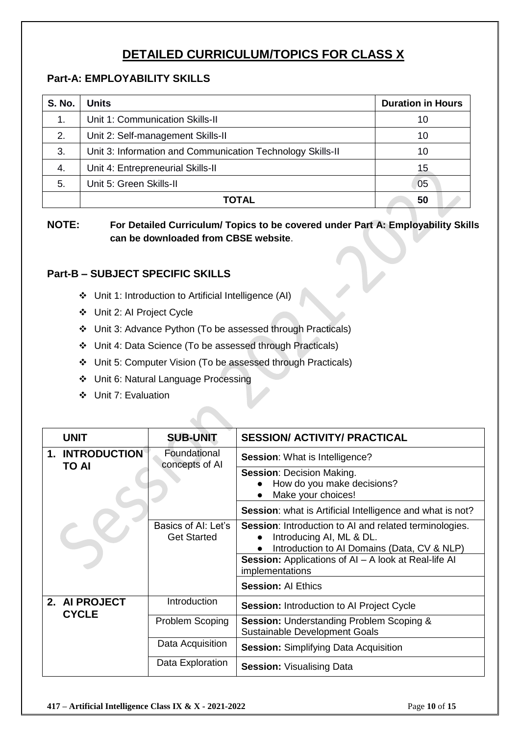# DETAILED CURRICULUM/TOPICS FOR CLASS X

## Part-A: EMPLOYABILITY SKILLS

| S. No. | Units | Duration in Hours |
|---|---|---|
| 1. | Unit 1: Communication Skills-II | 10 |
| 2. | Unit 2: Self-management Skills-II | 10 |
| 3. | Unit 3: Information and Communication Technology Skills-II | 10 |
| 4. | Unit 4: Entrepreneurial Skills-II | 15 |
| 5. | Unit 5: Green Skills-II | 05 |
| | **TOTAL** | **50** |

**NOTE: For Detailed Curriculum/ Topics to be covered under Part A: Employability Skills can be downloaded from CBSE website**.

## Part-B – SUBJECT SPECIFIC SKILLS

- Unit 1: Introduction to Artificial Intelligence (AI)
- Unit 2: AI Project Cycle
- Unit 3: Advance Python (To be assessed through Practicals)
- Unit 4: Data Science (To be assessed through Practicals)
- Unit 5: Computer Vision (To be assessed through Practicals)
- Unit 6: Natural Language Processing
- Unit 7: Evaluation

| UNIT | SUB-UNIT | SESSION/ ACTIVITY/ PRACTICAL |
|---|---|---|
| **1. INTRODUCTION TO AI** | Foundational concepts of AI | **Session**: What is Intelligence? |
| | | **Session**: Decision Making.<br>● How do you make decisions?<br>● Make your choices! |
| | | **Session**: what is Artificial Intelligence and what is not? |
| | Basics of AI: Let's Get Started | **Session**: Introduction to AI and related terminologies.<br>● Introducing AI, ML & DL.<br>● Introduction to AI Domains (Data, CV & NLP) |
| | | **Session:** Applications of AI – A look at Real-life AI implementations |
| | | **Session:** AI Ethics |
| **2. AI PROJECT CYCLE** | Introduction | **Session:** Introduction to AI Project Cycle |
| | Problem Scoping | **Session:** Understanding Problem Scoping & Sustainable Development Goals |
| | Data Acquisition | **Session:** Simplifying Data Acquisition |
| | Data Exploration | **Session:** Visualising Data |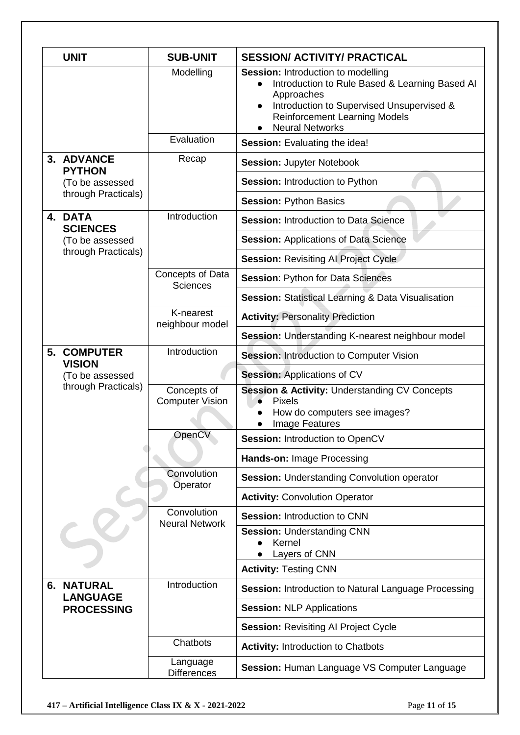| UNIT | SUB-UNIT | SESSION/ ACTIVITY/ PRACTICAL |
|---|---|---|
| | Modelling | **Session:** Introduction to modelling<br>● Introduction to Rule Based & Learning Based AI Approaches<br>● Introduction to Supervised Unsupervised & Reinforcement Learning Models<br>● Neural Networks |
| | Evaluation | **Session:** Evaluating the idea! |
| **3. ADVANCE PYTHON** (To be assessed through Practicals) | Recap | **Session:** Jupyter Notebook |
| | | **Session:** Introduction to Python |
| | | **Session:** Python Basics |
| **4. DATA SCIENCES** (To be assessed through Practicals) | Introduction | **Session:** Introduction to Data Science |
| | | **Session:** Applications of Data Science |
| | | **Session:** Revisiting AI Project Cycle |
| | Concepts of Data Sciences | **Session**: Python for Data Sciences |
| | | **Session:** Statistical Learning & Data Visualisation |
| | K-nearest neighbour model | **Activity:** Personality Prediction |
| | | **Session:** Understanding K-nearest neighbour model |
| **5. COMPUTER VISION** (To be assessed through Practicals) | Introduction | **Session:** Introduction to Computer Vision |
| | | **Session:** Applications of CV |
| | Concepts of Computer Vision | **Session & Activity:** Understanding CV Concepts<br>● Pixels<br>● How do computers see images?<br>● Image Features |
| | OpenCV | **Session:** Introduction to OpenCV |
| | | **Hands-on:** Image Processing |
| | Convolution Operator | **Session:** Understanding Convolution operator |
| | | **Activity:** Convolution Operator |
| | Convolution Neural Network | **Session:** Introduction to CNN |
| | | **Session:** Understanding CNN<br>● Kernel<br>● Layers of CNN |
| | | **Activity:** Testing CNN |
| **6. NATURAL LANGUAGE PROCESSING** | Introduction | **Session:** Introduction to Natural Language Processing |
| | | **Session:** NLP Applications |
| | | **Session:** Revisiting AI Project Cycle |
| | Chatbots | **Activity:** Introduction to Chatbots |
| | Language Differences | **Session:** Human Language VS Computer Language |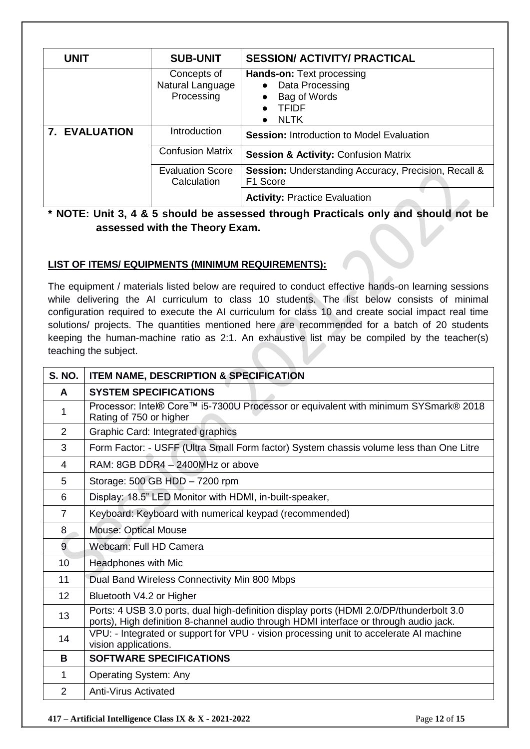| UNIT | SUB-UNIT | SESSION/ ACTIVITY/ PRACTICAL |
|---|---|---|
| | Concepts of Natural Language Processing | **Hands-on:** Text processing<br>● Data Processing<br>● Bag of Words<br>● TFIDF<br>● NLTK |
| **7. EVALUATION** | Introduction | **Session:** Introduction to Model Evaluation |
| | Confusion Matrix | **Session & Activity:** Confusion Matrix |
| | Evaluation Score Calculation | **Session:** Understanding Accuracy, Precision, Recall & F1 Score |
| | | **Activity:** Practice Evaluation |

**\* NOTE: Unit 3, 4 & 5 should be assessed through Practicals only and should not be assessed with the Theory Exam.**

**LIST OF ITEMS/ EQUIPMENTS (MINIMUM REQUIREMENTS):**

The equipment / materials listed below are required to conduct effective hands-on learning sessions while delivering the AI curriculum to class 10 students. The list below consists of minimal configuration required to execute the AI curriculum for class 10 and create social impact real time solutions/ projects. The quantities mentioned here are recommended for a batch of 20 students keeping the human-machine ratio as 2:1. An exhaustive list may be compiled by the teacher(s) teaching the subject.

| S. NO. | ITEM NAME, DESCRIPTION & SPECIFICATION |
|---|---|
| **A** | **SYSTEM SPECIFICATIONS** |
| 1 | Processor: Intel® Core™ i5-7300U Processor or equivalent with minimum SYSmark® 2018 Rating of 750 or higher |
| 2 | Graphic Card: Integrated graphics |
| 3 | Form Factor: - USFF (Ultra Small Form factor) System chassis volume less than One Litre |
| 4 | RAM: 8GB DDR4 – 2400MHz or above |
| 5 | Storage: 500 GB HDD – 7200 rpm |
| 6 | Display: 18.5" LED Monitor with HDMI, in-built-speaker, |
| 7 | Keyboard: Keyboard with numerical keypad (recommended) |
| 8 | Mouse: Optical Mouse |
| 9 | Webcam: Full HD Camera |
| 10 | Headphones with Mic |
| 11 | Dual Band Wireless Connectivity Min 800 Mbps |
| 12 | Bluetooth V4.2 or Higher |
| 13 | Ports: 4 USB 3.0 ports, dual high-definition display ports (HDMI 2.0/DP/thunderbolt 3.0 ports), High definition 8-channel audio through HDMI interface or through audio jack. |
| 14 | VPU: - Integrated or support for VPU - vision processing unit to accelerate AI machine vision applications. |
| **B** | **SOFTWARE SPECIFICATIONS** |
| 1 | Operating System: Any |
| 2 | Anti-Virus Activated |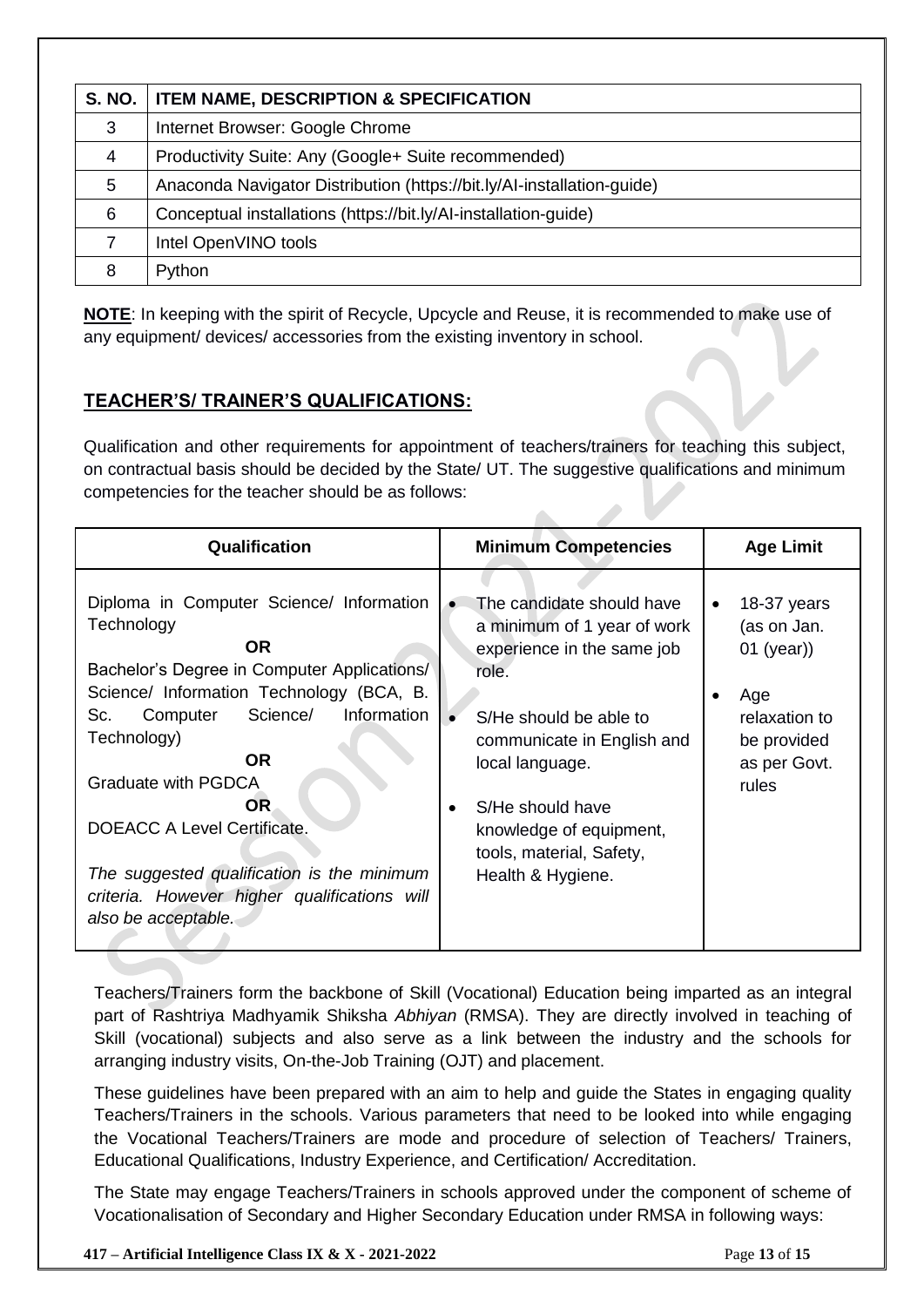| S. NO. | ITEM NAME, DESCRIPTION & SPECIFICATION |
|---|---|
| 3 | Internet Browser: Google Chrome |
| 4 | Productivity Suite: Any (Google+ Suite recommended) |
| 5 | Anaconda Navigator Distribution (https://bit.ly/AI-installation-guide) |
| 6 | Conceptual installations (https://bit.ly/AI-installation-guide) |
| 7 | Intel OpenVINO tools |
| 8 | Python |

**NOTE**: In keeping with the spirit of Recycle, Upcycle and Reuse, it is recommended to make use of any equipment/ devices/ accessories from the existing inventory in school.

## TEACHER'S/ TRAINER'S QUALIFICATIONS:

Qualification and other requirements for appointment of teachers/trainers for teaching this subject, on contractual basis should be decided by the State/ UT. The suggestive qualifications and minimum competencies for the teacher should be as follows:

| Qualification | Minimum Competencies | Age Limit |
|---|---|---|
| Diploma in Computer Science/ Information Technology<br>**OR**<br>Bachelor's Degree in Computer Applications/ Science/ Information Technology (BCA, B. Sc. Computer Science/ Information Technology)<br>**OR**<br>Graduate with PGDCA<br>**OR**<br>DOEACC A Level Certificate.<br><br>*The suggested qualification is the minimum criteria. However higher qualifications will also be acceptable.* | • The candidate should have a minimum of 1 year of work experience in the same job role.<br>• S/He should be able to communicate in English and local language.<br>• S/He should have knowledge of equipment, tools, material, Safety, Health & Hygiene. | • 18-37 years (as on Jan. 01 (year))<br>• Age relaxation to be provided as per Govt. rules |

Teachers/Trainers form the backbone of Skill (Vocational) Education being imparted as an integral part of Rashtriya Madhyamik Shiksha *Abhiyan* (RMSA). They are directly involved in teaching of Skill (vocational) subjects and also serve as a link between the industry and the schools for arranging industry visits, On-the-Job Training (OJT) and placement.

These guidelines have been prepared with an aim to help and guide the States in engaging quality Teachers/Trainers in the schools. Various parameters that need to be looked into while engaging the Vocational Teachers/Trainers are mode and procedure of selection of Teachers/ Trainers, Educational Qualifications, Industry Experience, and Certification/ Accreditation.

The State may engage Teachers/Trainers in schools approved under the component of scheme of Vocationalisation of Secondary and Higher Secondary Education under RMSA in following ways: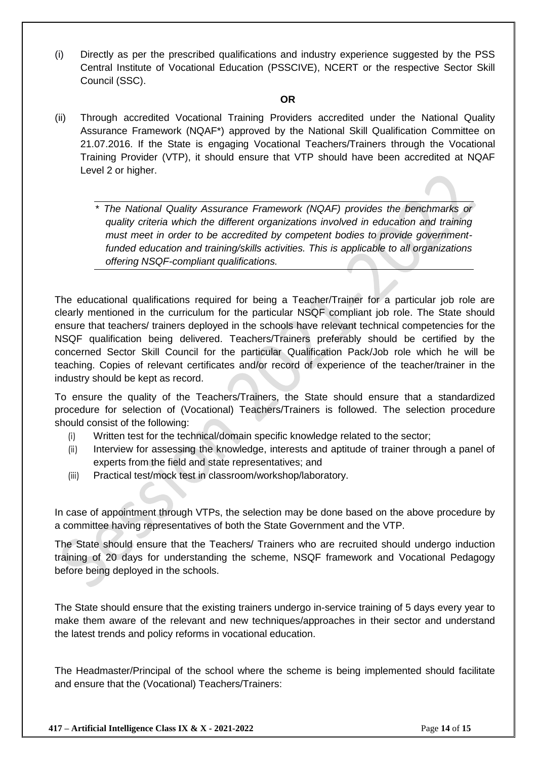(i) Directly as per the prescribed qualifications and industry experience suggested by the PSS Central Institute of Vocational Education (PSSCIVE), NCERT or the respective Sector Skill Council (SSC).

**OR**

(ii) Through accredited Vocational Training Providers accredited under the National Quality Assurance Framework (NQAF*) approved by the National Skill Qualification Committee on 21.07.2016. If the State is engaging Vocational Teachers/Trainers through the Vocational Training Provider (VTP), it should ensure that VTP should have been accredited at NQAF Level 2 or higher.

> *\* The National Quality Assurance Framework (NQAF) provides the benchmarks or quality criteria which the different organizations involved in education and training must meet in order to be accredited by competent bodies to provide government-funded education and training/skills activities. This is applicable to all organizations offering NSQF-compliant qualifications.*

The educational qualifications required for being a Teacher/Trainer for a particular job role are clearly mentioned in the curriculum for the particular NSQF compliant job role. The State should ensure that teachers/ trainers deployed in the schools have relevant technical competencies for the NSQF qualification being delivered. Teachers/Trainers preferably should be certified by the concerned Sector Skill Council for the particular Qualification Pack/Job role which he will be teaching. Copies of relevant certificates and/or record of experience of the teacher/trainer in the industry should be kept as record.

To ensure the quality of the Teachers/Trainers, the State should ensure that a standardized procedure for selection of (Vocational) Teachers/Trainers is followed. The selection procedure should consist of the following:

(i) Written test for the technical/domain specific knowledge related to the sector;
(ii) Interview for assessing the knowledge, interests and aptitude of trainer through a panel of experts from the field and state representatives; and
(iii) Practical test/mock test in classroom/workshop/laboratory.

In case of appointment through VTPs, the selection may be done based on the above procedure by a committee having representatives of both the State Government and the VTP.

The State should ensure that the Teachers/ Trainers who are recruited should undergo induction training of 20 days for understanding the scheme, NSQF framework and Vocational Pedagogy before being deployed in the schools.

The State should ensure that the existing trainers undergo in-service training of 5 days every year to make them aware of the relevant and new techniques/approaches in their sector and understand the latest trends and policy reforms in vocational education.

The Headmaster/Principal of the school where the scheme is being implemented should facilitate and ensure that the (Vocational) Teachers/Trainers: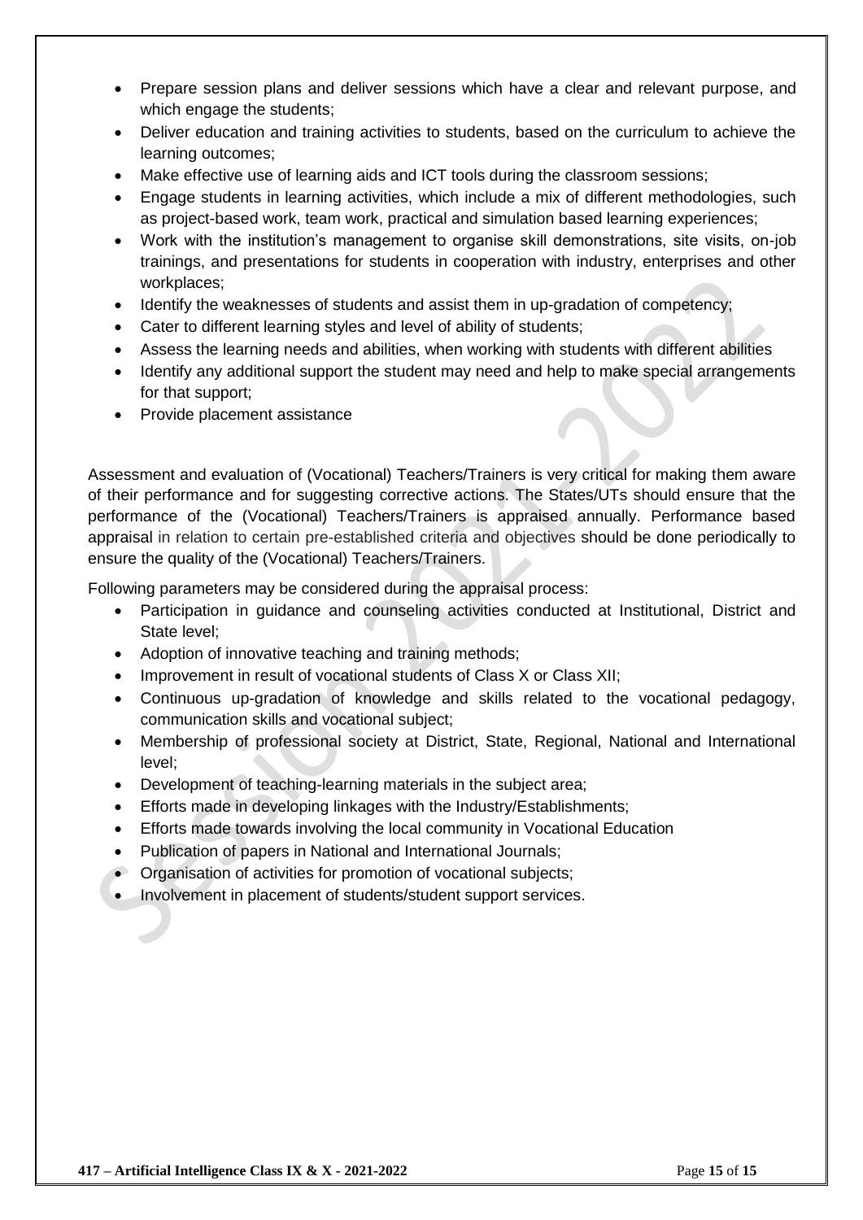- Prepare session plans and deliver sessions which have a clear and relevant purpose, and which engage the students;
- Deliver education and training activities to students, based on the curriculum to achieve the learning outcomes;
- Make effective use of learning aids and ICT tools during the classroom sessions;
- Engage students in learning activities, which include a mix of different methodologies, such as project-based work, team work, practical and simulation based learning experiences;
- Work with the institution's management to organise skill demonstrations, site visits, on-job trainings, and presentations for students in cooperation with industry, enterprises and other workplaces;
- Identify the weaknesses of students and assist them in up-gradation of competency;
- Cater to different learning styles and level of ability of students;
- Assess the learning needs and abilities, when working with students with different abilities
- Identify any additional support the student may need and help to make special arrangements for that support;
- Provide placement assistance

Assessment and evaluation of (Vocational) Teachers/Trainers is very critical for making them aware of their performance and for suggesting corrective actions. The States/UTs should ensure that the performance of the (Vocational) Teachers/Trainers is appraised annually. Performance based appraisal in relation to certain pre-established criteria and objectives should be done periodically to ensure the quality of the (Vocational) Teachers/Trainers.

Following parameters may be considered during the appraisal process:

- Participation in guidance and counseling activities conducted at Institutional, District and State level;
- Adoption of innovative teaching and training methods;
- Improvement in result of vocational students of Class X or Class XII;
- Continuous up-gradation of knowledge and skills related to the vocational pedagogy, communication skills and vocational subject;
- Membership of professional society at District, State, Regional, National and International level;
- Development of teaching-learning materials in the subject area;
- Efforts made in developing linkages with the Industry/Establishments;
- Efforts made towards involving the local community in Vocational Education
- Publication of papers in National and International Journals;
- Organisation of activities for promotion of vocational subjects;
- Involvement in placement of students/student support services.